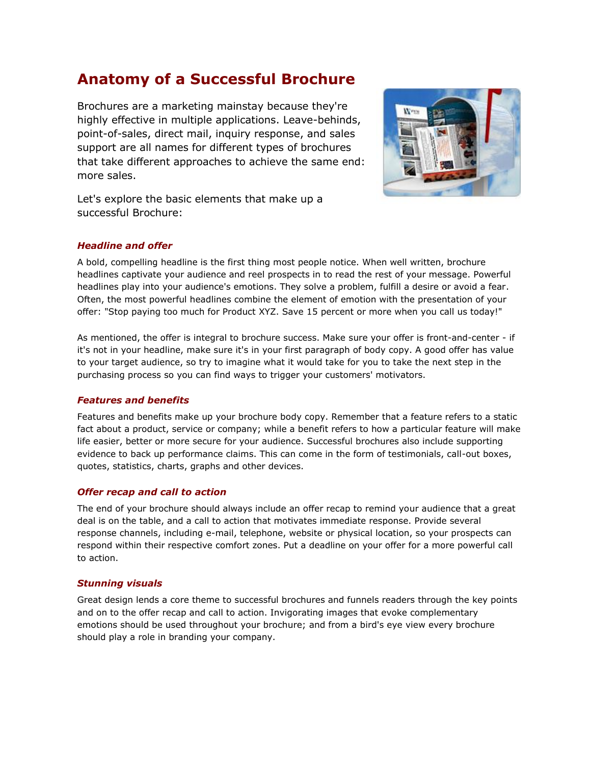# Anatomy of a Successful Brochure

Brochures are a marketing mainstay because they're highly effective in multiple applications. Leave-behinds, point-of-sales, direct mail, inquiry response, and sales support are all names for different types of brochures that take different approaches to achieve the same end: more sales.

Let's explore the basic elements that make up a successful Brochure:

### *Headline and offer*

A bold, compelling headline is the first thing most people notice. When well written, brochure headlines captivate your audience and reel prospects in to read the rest of your message. Powerful headlines play into your audience's emotions. They solve a problem, fulfill a desire or avoid a fear. Often, the most powerful headlines combine the element of emotion with the presentation of your offer: "Stop paying too much for Product XYZ. Save 15 percent or more when you call us today!"

As mentioned, the offer is integral to brochure success. Make sure your offer is front-and-center - if it's not in your headline, make sure it's in your first paragraph of body copy. A good offer has value to your target audience, so try to imagine what it would take for you to take the next step in the purchasing process so you can find ways to trigger your customers' motivators.

### *Features and benefits*

Features and benefits make up your brochure body copy. Remember that a feature refers to a static fact about a product, service or company; while a benefit refers to how a particular feature will make life easier, better or more secure for your audience. Successful brochures also include supporting evidence to back up performance claims. This can come in the form of testimonials, call-out boxes, quotes, statistics, charts, graphs and other devices.

### *Offer recap and call to action*

The end of your brochure should always include an offer recap to remind your audience that a great deal is on the table, and a call to action that motivates immediate response. Provide several response channels, including e-mail, telephone, website or physical location, so your prospects can respond within their respective comfort zones. Put a deadline on your offer for a more powerful call to action.

### *Stunning visuals*

Great design lends a core theme to successful brochures and funnels readers through the key points and on to the offer recap and call to action. Invigorating images that evoke complementary emotions should be used throughout your brochure; and from a bird's eye view every brochure should play a role in branding your company.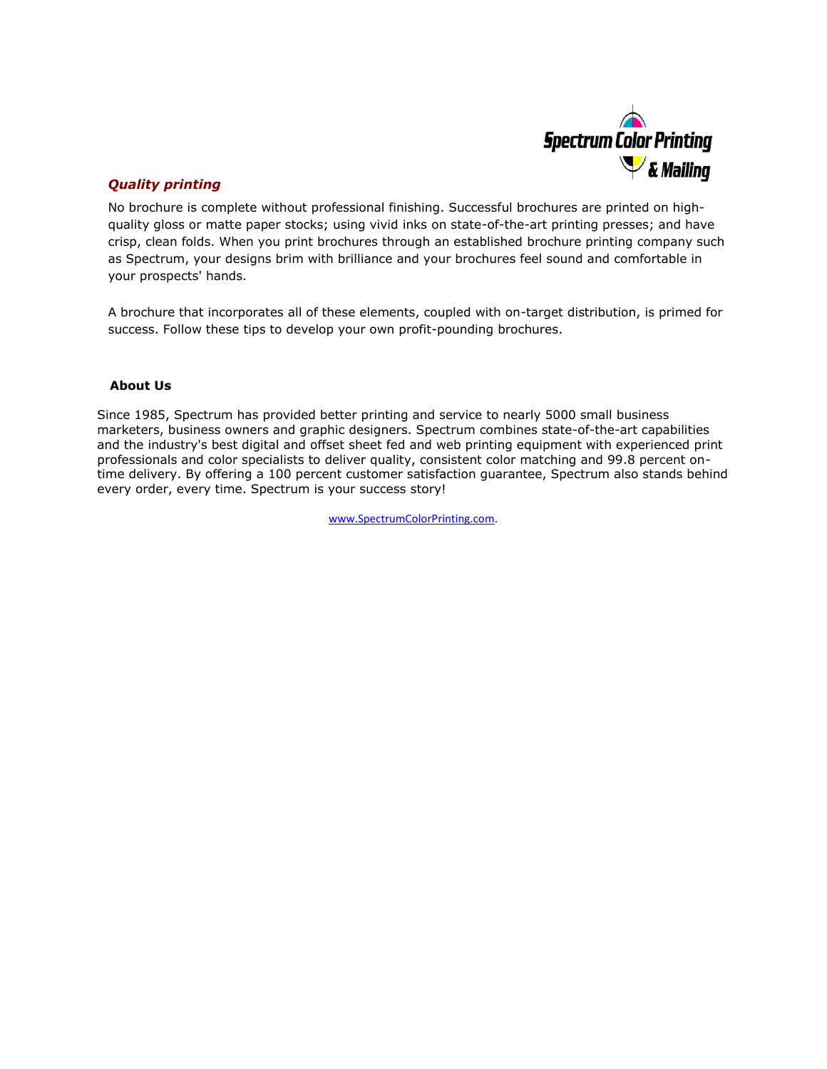Spectrum Color Printing & Mailing

### *Quality printing*

No brochure is complete without professional finishing. Successful brochures are printed on high-quality gloss or matte paper stocks; using vivid inks on state-of-the-art printing presses; and have crisp, clean folds. When you print brochures through an established brochure printing company such as Spectrum, your designs brim with brilliance and your brochures feel sound and comfortable in your prospects' hands.

A brochure that incorporates all of these elements, coupled with on-target distribution, is primed for success. Follow these tips to develop your own profit-pounding brochures.

### About Us

Since 1985, Spectrum has provided better printing and service to nearly 5000 small business marketers, business owners and graphic designers. Spectrum combines state-of-the-art capabilities and the industry's best digital and offset sheet fed and web printing equipment with experienced print professionals and color specialists to deliver quality, consistent color matching and 99.8 percent on-time delivery. By offering a 100 percent customer satisfaction guarantee, Spectrum also stands behind every order, every time. Spectrum is your success story!

www.SpectrumColorPrinting.com.